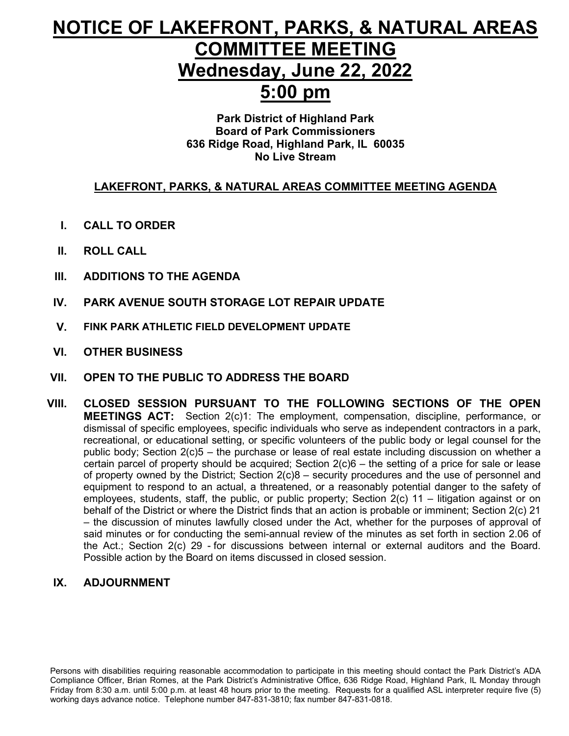# NOTICE OF LAKEFRONT, PARKS, & NATURAL AREAS COMMITTEE MEETING
# Wednesday, June 22, 2022
# 5:00 pm

**Park District of Highland Park**
**Board of Park Commissioners**
**636 Ridge Road, Highland Park, IL 60035**
**No Live Stream**

## LAKEFRONT, PARKS, & NATURAL AREAS COMMITTEE MEETING AGENDA

I. **CALL TO ORDER**

II. **ROLL CALL**

III. **ADDITIONS TO THE AGENDA**

IV. **PARK AVENUE SOUTH STORAGE LOT REPAIR UPDATE**

V. **FINK PARK ATHLETIC FIELD DEVELOPMENT UPDATE**

VI. **OTHER BUSINESS**

VII. **OPEN TO THE PUBLIC TO ADDRESS THE BOARD**

VIII. **CLOSED SESSION PURSUANT TO THE FOLLOWING SECTIONS OF THE OPEN MEETINGS ACT:** Section 2(c)1: The employment, compensation, discipline, performance, or dismissal of specific employees, specific individuals who serve as independent contractors in a park, recreational, or educational setting, or specific volunteers of the public body or legal counsel for the public body; Section 2(c)5 – the purchase or lease of real estate including discussion on whether a certain parcel of property should be acquired; Section 2(c)6 – the setting of a price for sale or lease of property owned by the District; Section 2(c)8 – security procedures and the use of personnel and equipment to respond to an actual, a threatened, or a reasonably potential danger to the safety of employees, students, staff, the public, or public property; Section 2(c) 11 – litigation against or on behalf of the District or where the District finds that an action is probable or imminent; Section 2(c) 21 – the discussion of minutes lawfully closed under the Act, whether for the purposes of approval of said minutes or for conducting the semi-annual review of the minutes as set forth in section 2.06 of the Act.; Section 2(c) 29 - for discussions between internal or external auditors and the Board. Possible action by the Board on items discussed in closed session.

IX. **ADJOURNMENT**

Persons with disabilities requiring reasonable accommodation to participate in this meeting should contact the Park District's ADA Compliance Officer, Brian Romes, at the Park District's Administrative Office, 636 Ridge Road, Highland Park, IL Monday through Friday from 8:30 a.m. until 5:00 p.m. at least 48 hours prior to the meeting. Requests for a qualified ASL interpreter require five (5) working days advance notice. Telephone number 847-831-3810; fax number 847-831-0818.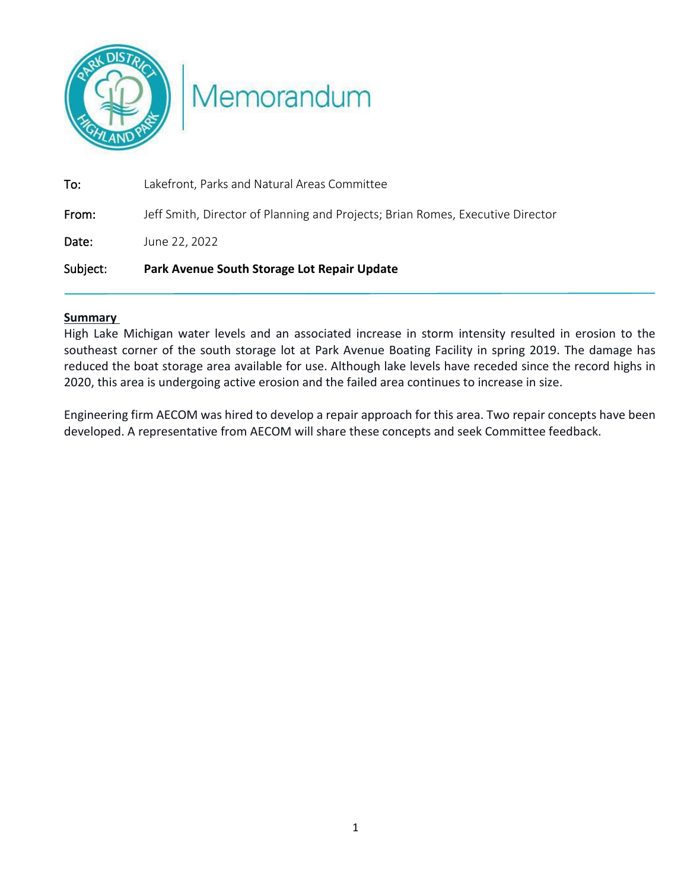Memorandum

| | |
|---|---|
| To: | Lakefront, Parks and Natural Areas Committee |
| From: | Jeff Smith, Director of Planning and Projects; Brian Romes, Executive Director |
| Date: | June 22, 2022 |
| Subject: | **Park Avenue South Storage Lot Repair Update** |

**Summary**

High Lake Michigan water levels and an associated increase in storm intensity resulted in erosion to the southeast corner of the south storage lot at Park Avenue Boating Facility in spring 2019. The damage has reduced the boat storage area available for use. Although lake levels have receded since the record highs in 2020, this area is undergoing active erosion and the failed area continues to increase in size.

Engineering firm AECOM was hired to develop a repair approach for this area. Two repair concepts have been developed. A representative from AECOM will share these concepts and seek Committee feedback.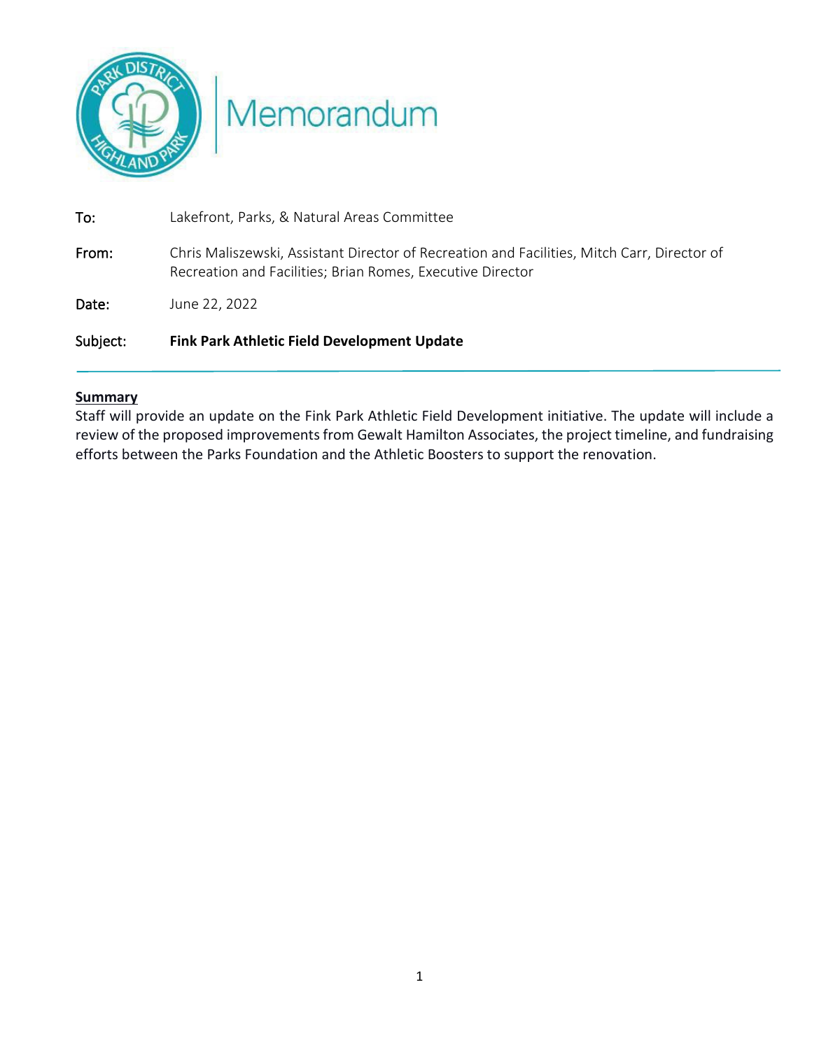# Memorandum

**To:** Lakefront, Parks, & Natural Areas Committee

**From:** Chris Maliszewski, Assistant Director of Recreation and Facilities, Mitch Carr, Director of Recreation and Facilities; Brian Romes, Executive Director

**Date:** June 22, 2022

**Subject:** **Fink Park Athletic Field Development Update**

---

**Summary**

Staff will provide an update on the Fink Park Athletic Field Development initiative. The update will include a review of the proposed improvements from Gewalt Hamilton Associates, the project timeline, and fundraising efforts between the Parks Foundation and the Athletic Boosters to support the renovation.